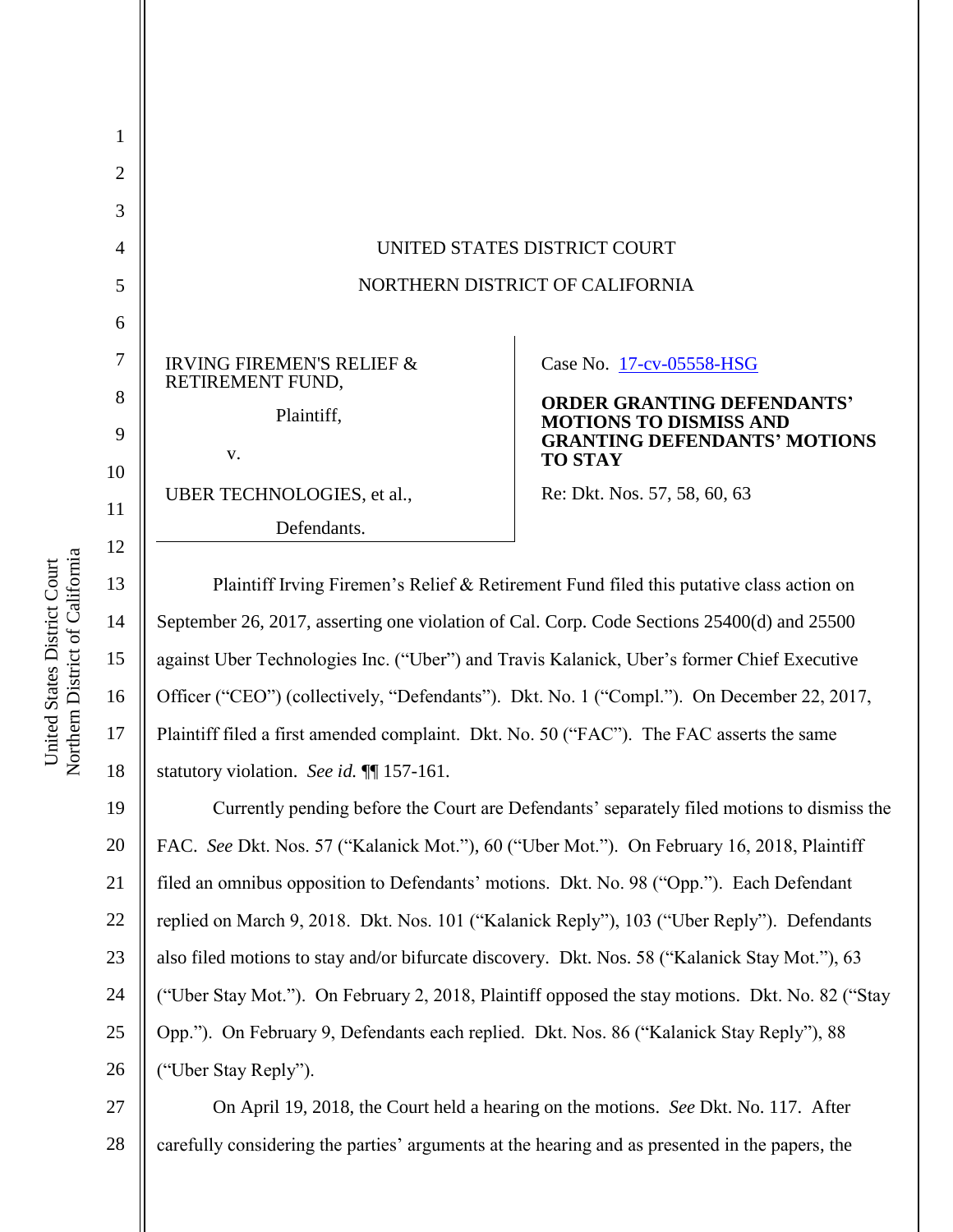UNITED STATES DISTRICT COURT

NORTHERN DISTRICT OF CALIFORNIA

IRVING FIREMEN'S RELIEF & RETIREMENT FUND,

Plaintiff,

v.

UBER TECHNOLOGIES, et al.,

Defendants.

Case No. 17-cv-05558-HSG

**ORDER GRANTING DEFENDANTS' MOTIONS TO DISMISS AND GRANTING DEFENDANTS' MOTIONS TO STAY**

Re: Dkt. Nos. 57, 58, 60, 63

Plaintiff Irving Firemen's Relief & Retirement Fund filed this putative class action on September 26, 2017, asserting one violation of Cal. Corp. Code Sections 25400(d) and 25500 against Uber Technologies Inc. ("Uber") and Travis Kalanick, Uber's former Chief Executive Officer ("CEO") (collectively, "Defendants"). Dkt. No. 1 ("Compl."). On December 22, 2017, Plaintiff filed a first amended complaint. Dkt. No. 50 ("FAC"). The FAC asserts the same statutory violation. *See id.* ¶¶ 157-161.

Currently pending before the Court are Defendants' separately filed motions to dismiss the FAC. *See* Dkt. Nos. 57 ("Kalanick Mot."), 60 ("Uber Mot."). On February 16, 2018, Plaintiff filed an omnibus opposition to Defendants' motions. Dkt. No. 98 ("Opp."). Each Defendant replied on March 9, 2018. Dkt. Nos. 101 ("Kalanick Reply"), 103 ("Uber Reply"). Defendants also filed motions to stay and/or bifurcate discovery. Dkt. Nos. 58 ("Kalanick Stay Mot."), 63 ("Uber Stay Mot."). On February 2, 2018, Plaintiff opposed the stay motions. Dkt. No. 82 ("Stay Opp."). On February 9, Defendants each replied. Dkt. Nos. 86 ("Kalanick Stay Reply"), 88 ("Uber Stay Reply").

On April 19, 2018, the Court held a hearing on the motions. *See* Dkt. No. 117. After carefully considering the parties' arguments at the hearing and as presented in the papers, the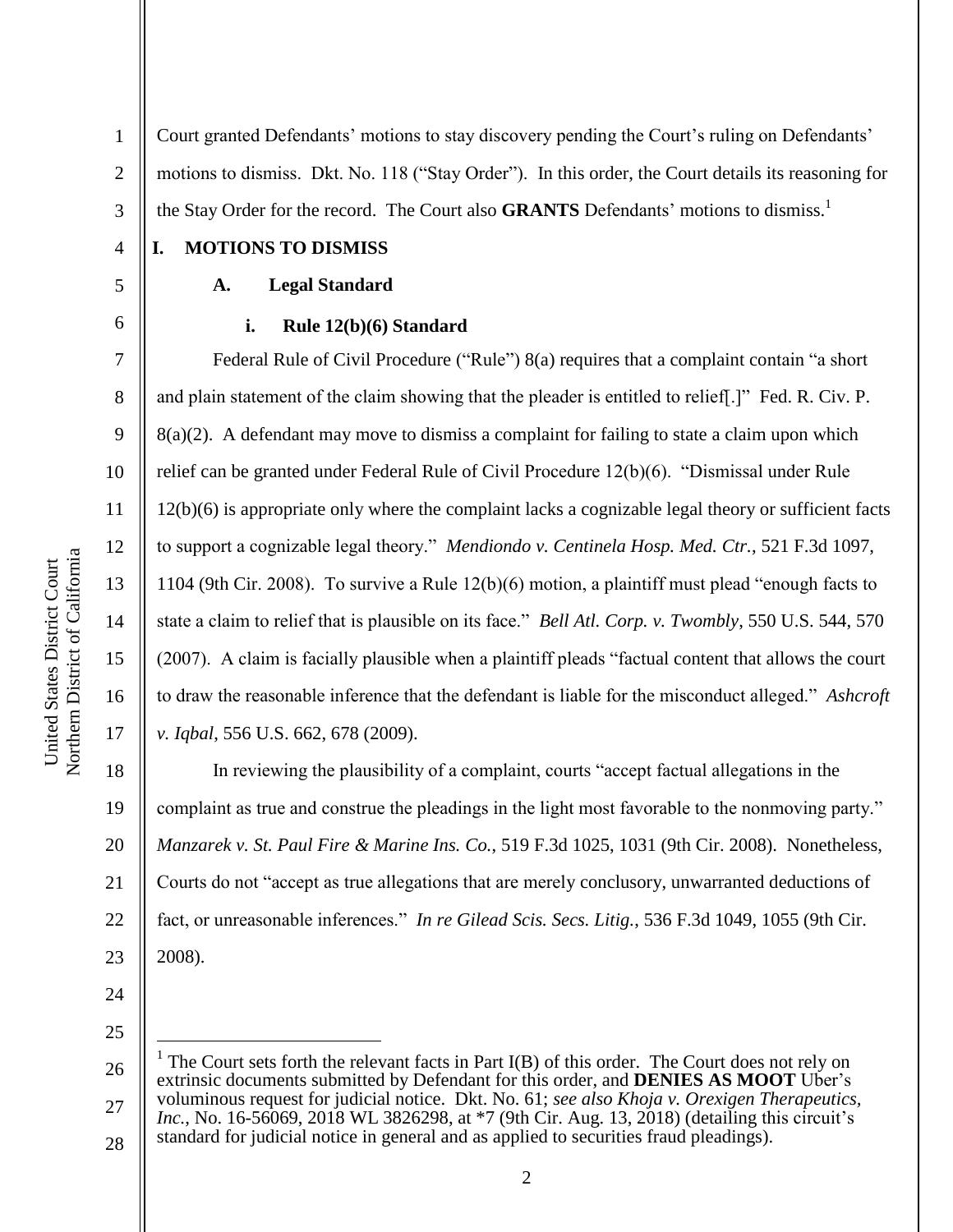Court granted Defendants' motions to stay discovery pending the Court's ruling on Defendants' motions to dismiss. Dkt. No. 118 ("Stay Order"). In this order, the Court details its reasoning for the Stay Order for the record. The Court also **GRANTS** Defendants' motions to dismiss.[1]

## I. MOTIONS TO DISMISS

### A. Legal Standard

#### i. Rule 12(b)(6) Standard

Federal Rule of Civil Procedure ("Rule") 8(a) requires that a complaint contain "a short and plain statement of the claim showing that the pleader is entitled to relief[.]" Fed. R. Civ. P. 8(a)(2). A defendant may move to dismiss a complaint for failing to state a claim upon which relief can be granted under Federal Rule of Civil Procedure 12(b)(6). "Dismissal under Rule 12(b)(6) is appropriate only where the complaint lacks a cognizable legal theory or sufficient facts to support a cognizable legal theory." *Mendiondo v. Centinela Hosp. Med. Ctr.*, 521 F.3d 1097, 1104 (9th Cir. 2008). To survive a Rule 12(b)(6) motion, a plaintiff must plead "enough facts to state a claim to relief that is plausible on its face." *Bell Atl. Corp. v. Twombly*, 550 U.S. 544, 570 (2007). A claim is facially plausible when a plaintiff pleads "factual content that allows the court to draw the reasonable inference that the defendant is liable for the misconduct alleged." *Ashcroft v. Iqbal*, 556 U.S. 662, 678 (2009).

In reviewing the plausibility of a complaint, courts "accept factual allegations in the complaint as true and construe the pleadings in the light most favorable to the nonmoving party." *Manzarek v. St. Paul Fire & Marine Ins. Co.*, 519 F.3d 1025, 1031 (9th Cir. 2008). Nonetheless, Courts do not "accept as true allegations that are merely conclusory, unwarranted deductions of fact, or unreasonable inferences." *In re Gilead Scis. Secs. Litig.*, 536 F.3d 1049, 1055 (9th Cir. 2008).

---

[1] The Court sets forth the relevant facts in Part I(B) of this order. The Court does not rely on extrinsic documents submitted by Defendant for this order, and **DENIES AS MOOT** Uber's voluminous request for judicial notice. Dkt. No. 61; *see also Khoja v. Orexigen Therapeutics, Inc.*, No. 16-56069, 2018 WL 3826298, at *7 (9th Cir. Aug. 13, 2018) (detailing this circuit's standard for judicial notice in general and as applied to securities fraud pleadings).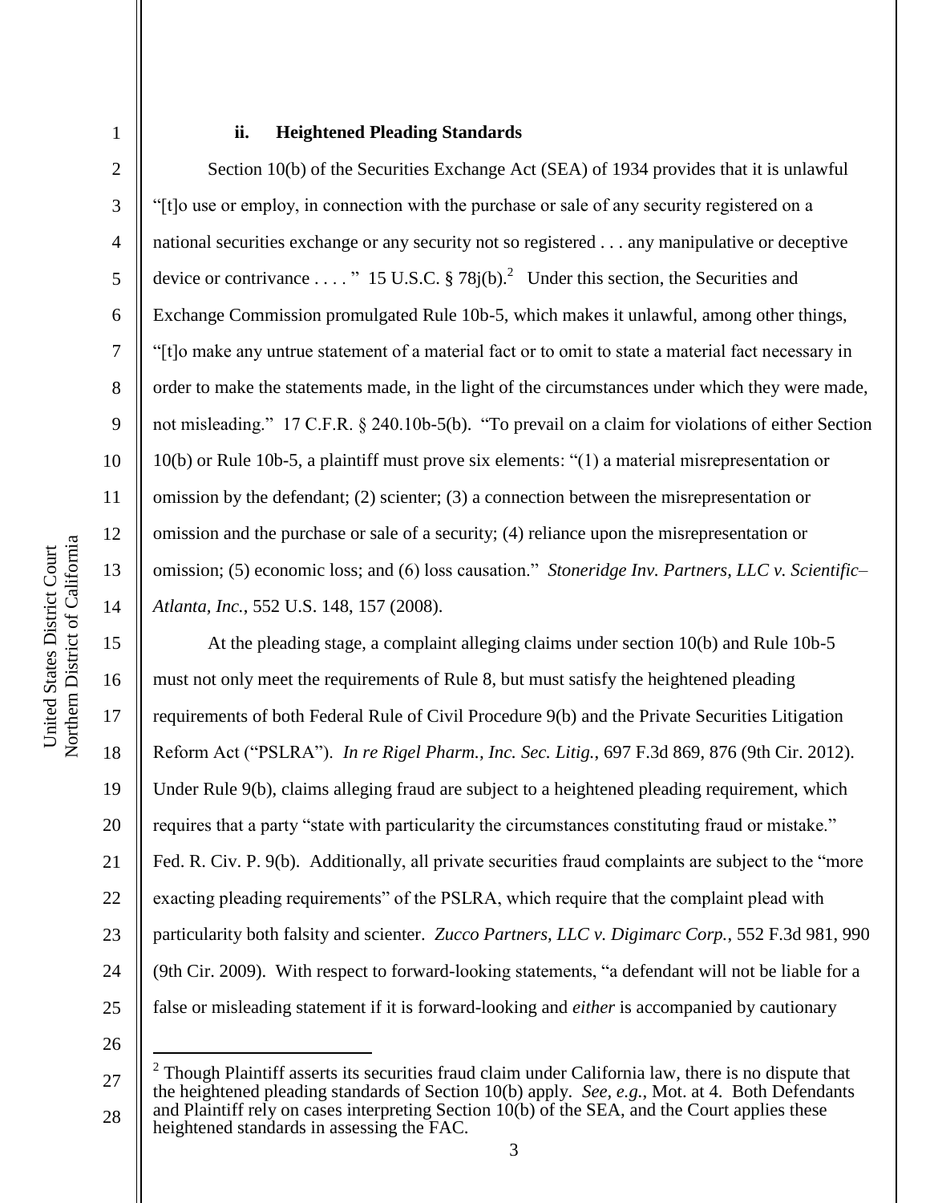### ii. Heightened Pleading Standards

Section 10(b) of the Securities Exchange Act (SEA) of 1934 provides that it is unlawful "[t]o use or employ, in connection with the purchase or sale of any security registered on a national securities exchange or any security not so registered . . . any manipulative or deceptive device or contrivance . . . . " 15 U.S.C. § 78j(b).[2] Under this section, the Securities and Exchange Commission promulgated Rule 10b-5, which makes it unlawful, among other things, "[t]o make any untrue statement of a material fact or to omit to state a material fact necessary in order to make the statements made, in the light of the circumstances under which they were made, not misleading." 17 C.F.R. § 240.10b-5(b). "To prevail on a claim for violations of either Section 10(b) or Rule 10b-5, a plaintiff must prove six elements: "(1) a material misrepresentation or omission by the defendant; (2) scienter; (3) a connection between the misrepresentation or omission and the purchase or sale of a security; (4) reliance upon the misrepresentation or omission; (5) economic loss; and (6) loss causation." *Stoneridge Inv. Partners, LLC v. Scientific–Atlanta, Inc.*, 552 U.S. 148, 157 (2008).

At the pleading stage, a complaint alleging claims under section 10(b) and Rule 10b-5 must not only meet the requirements of Rule 8, but must satisfy the heightened pleading requirements of both Federal Rule of Civil Procedure 9(b) and the Private Securities Litigation Reform Act ("PSLRA"). *In re Rigel Pharm., Inc. Sec. Litig.*, 697 F.3d 869, 876 (9th Cir. 2012). Under Rule 9(b), claims alleging fraud are subject to a heightened pleading requirement, which requires that a party "state with particularity the circumstances constituting fraud or mistake." Fed. R. Civ. P. 9(b). Additionally, all private securities fraud complaints are subject to the "more exacting pleading requirements" of the PSLRA, which require that the complaint plead with particularity both falsity and scienter. *Zucco Partners, LLC v. Digimarc Corp.*, 552 F.3d 981, 990 (9th Cir. 2009). With respect to forward-looking statements, "a defendant will not be liable for a false or misleading statement if it is forward-looking and *either* is accompanied by cautionary

[2] Though Plaintiff asserts its securities fraud claim under California law, there is no dispute that the heightened pleading standards of Section 10(b) apply. *See, e.g.*, Mot. at 4. Both Defendants and Plaintiff rely on cases interpreting Section 10(b) of the SEA, and the Court applies these heightened standards in assessing the FAC.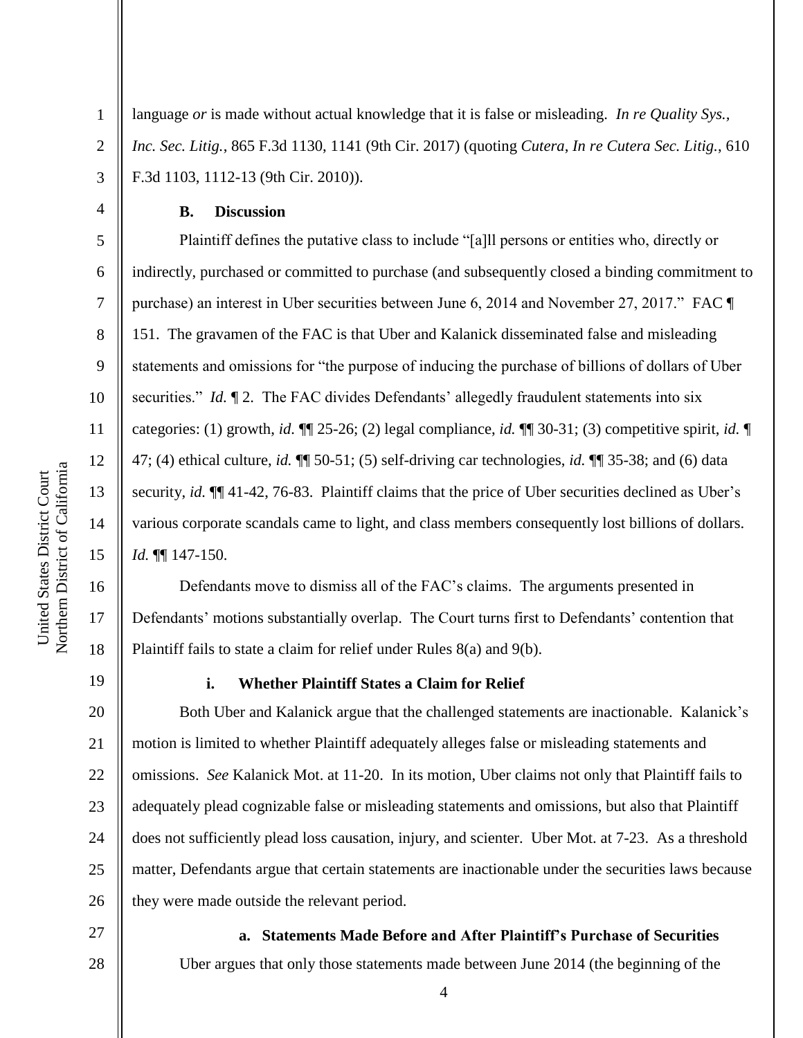language *or* is made without actual knowledge that it is false or misleading. *In re Quality Sys., Inc. Sec. Litig.*, 865 F.3d 1130, 1141 (9th Cir. 2017) (quoting *Cutera*, *In re Cutera Sec. Litig.*, 610 F.3d 1103, 1112-13 (9th Cir. 2010)).

**B. Discussion**

Plaintiff defines the putative class to include "[a]ll persons or entities who, directly or indirectly, purchased or committed to purchase (and subsequently closed a binding commitment to purchase) an interest in Uber securities between June 6, 2014 and November 27, 2017." FAC ¶ 151. The gravamen of the FAC is that Uber and Kalanick disseminated false and misleading statements and omissions for "the purpose of inducing the purchase of billions of dollars of Uber securities." *Id.* ¶ 2. The FAC divides Defendants' allegedly fraudulent statements into six categories: (1) growth, *id.* ¶¶ 25-26; (2) legal compliance, *id.* ¶¶ 30-31; (3) competitive spirit, *id.* ¶ 47; (4) ethical culture, *id.* ¶¶ 50-51; (5) self-driving car technologies, *id.* ¶¶ 35-38; and (6) data security, *id.* ¶¶ 41-42, 76-83. Plaintiff claims that the price of Uber securities declined as Uber's various corporate scandals came to light, and class members consequently lost billions of dollars. *Id.* ¶¶ 147-150.

Defendants move to dismiss all of the FAC's claims. The arguments presented in Defendants' motions substantially overlap. The Court turns first to Defendants' contention that Plaintiff fails to state a claim for relief under Rules 8(a) and 9(b).

**i. Whether Plaintiff States a Claim for Relief**

Both Uber and Kalanick argue that the challenged statements are inactionable. Kalanick's motion is limited to whether Plaintiff adequately alleges false or misleading statements and omissions. *See* Kalanick Mot. at 11-20. In its motion, Uber claims not only that Plaintiff fails to adequately plead cognizable false or misleading statements and omissions, but also that Plaintiff does not sufficiently plead loss causation, injury, and scienter. Uber Mot. at 7-23. As a threshold matter, Defendants argue that certain statements are inactionable under the securities laws because they were made outside the relevant period.

**a. Statements Made Before and After Plaintiff's Purchase of Securities**

Uber argues that only those statements made between June 2014 (the beginning of the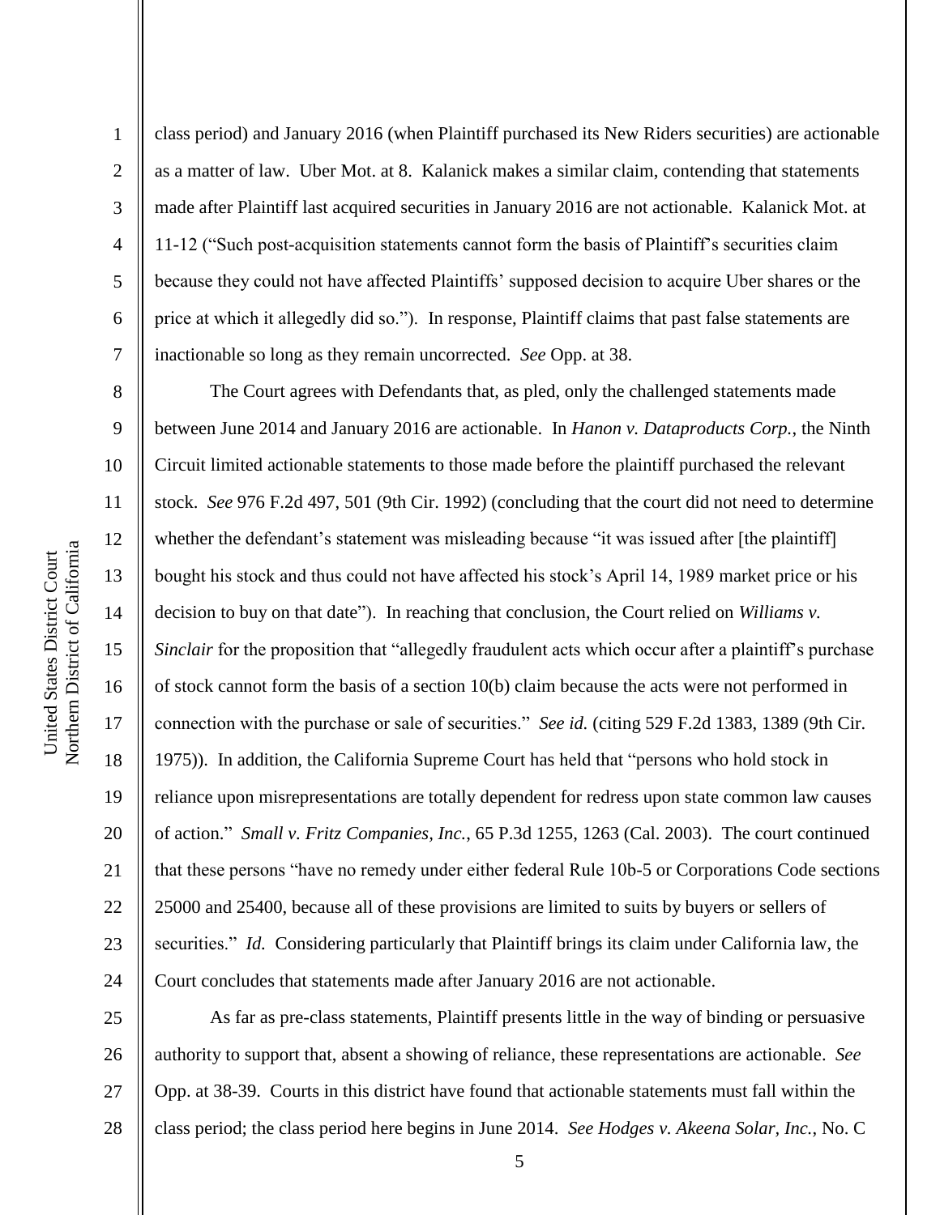class period) and January 2016 (when Plaintiff purchased its New Riders securities) are actionable as a matter of law. Uber Mot. at 8. Kalanick makes a similar claim, contending that statements made after Plaintiff last acquired securities in January 2016 are not actionable. Kalanick Mot. at 11-12 ("Such post-acquisition statements cannot form the basis of Plaintiff's securities claim because they could not have affected Plaintiffs' supposed decision to acquire Uber shares or the price at which it allegedly did so."). In response, Plaintiff claims that past false statements are inactionable so long as they remain uncorrected. *See* Opp. at 38.

The Court agrees with Defendants that, as pled, only the challenged statements made between June 2014 and January 2016 are actionable. In *Hanon v. Dataproducts Corp.*, the Ninth Circuit limited actionable statements to those made before the plaintiff purchased the relevant stock. *See* 976 F.2d 497, 501 (9th Cir. 1992) (concluding that the court did not need to determine whether the defendant's statement was misleading because "it was issued after [the plaintiff] bought his stock and thus could not have affected his stock's April 14, 1989 market price or his decision to buy on that date"). In reaching that conclusion, the Court relied on *Williams v. Sinclair* for the proposition that "allegedly fraudulent acts which occur after a plaintiff's purchase of stock cannot form the basis of a section 10(b) claim because the acts were not performed in connection with the purchase or sale of securities." *See id.* (citing 529 F.2d 1383, 1389 (9th Cir. 1975)). In addition, the California Supreme Court has held that "persons who hold stock in reliance upon misrepresentations are totally dependent for redress upon state common law causes of action." *Small v. Fritz Companies, Inc.*, 65 P.3d 1255, 1263 (Cal. 2003). The court continued that these persons "have no remedy under either federal Rule 10b-5 or Corporations Code sections 25000 and 25400, because all of these provisions are limited to suits by buyers or sellers of securities." *Id.* Considering particularly that Plaintiff brings its claim under California law, the Court concludes that statements made after January 2016 are not actionable.

As far as pre-class statements, Plaintiff presents little in the way of binding or persuasive authority to support that, absent a showing of reliance, these representations are actionable. *See* Opp. at 38-39. Courts in this district have found that actionable statements must fall within the class period; the class period here begins in June 2014. *See Hodges v. Akeena Solar, Inc.*, No. C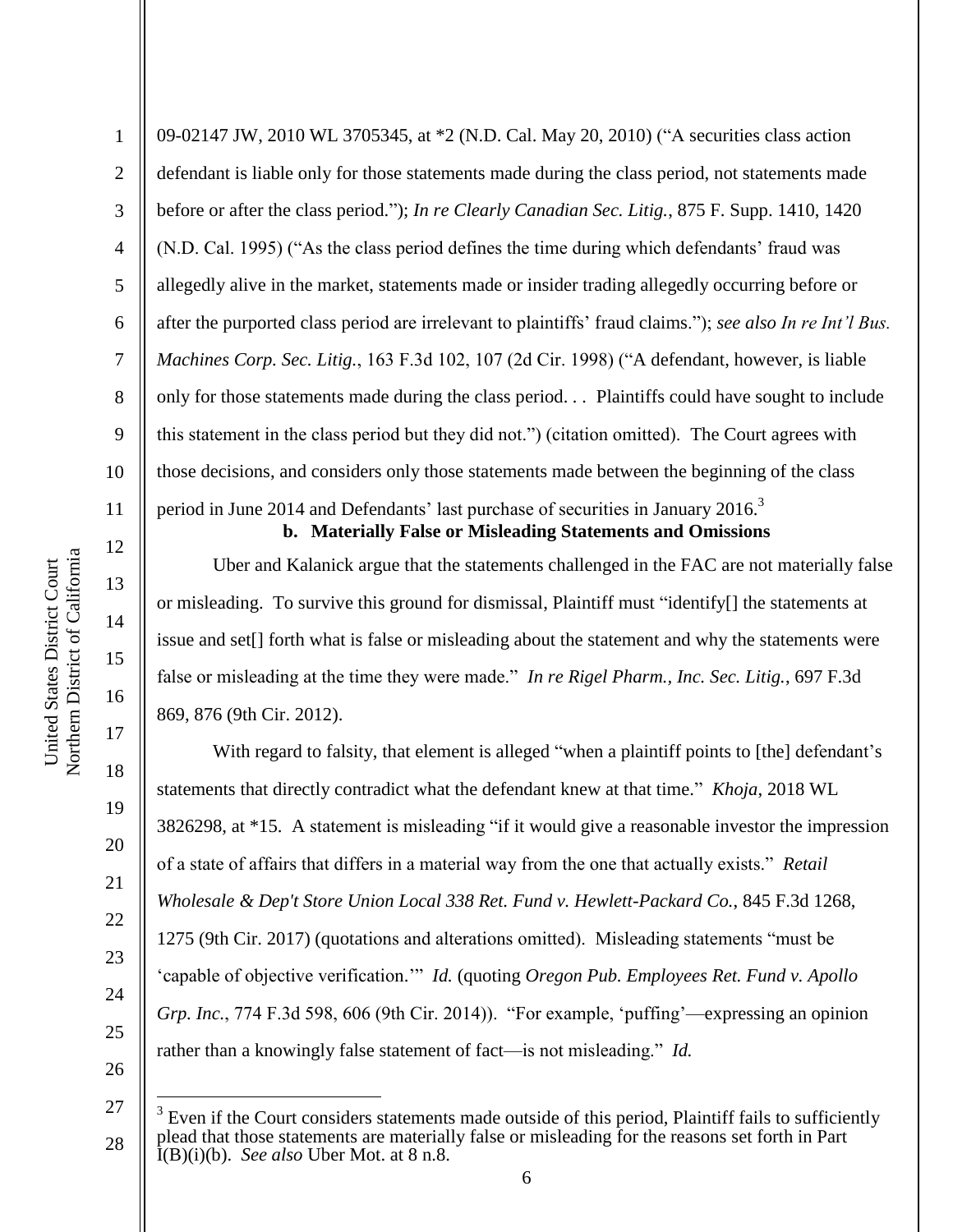09-02147 JW, 2010 WL 3705345, at *2 (N.D. Cal. May 20, 2010) ("A securities class action defendant is liable only for those statements made during the class period, not statements made before or after the class period."); *In re Clearly Canadian Sec. Litig.*, 875 F. Supp. 1410, 1420 (N.D. Cal. 1995) ("As the class period defines the time during which defendants' fraud was allegedly alive in the market, statements made or insider trading allegedly occurring before or after the purported class period are irrelevant to plaintiffs' fraud claims."); *see also In re Int'l Bus. Machines Corp. Sec. Litig.*, 163 F.3d 102, 107 (2d Cir. 1998) ("A defendant, however, is liable only for those statements made during the class period. . . Plaintiffs could have sought to include this statement in the class period but they did not.") (citation omitted). The Court agrees with those decisions, and considers only those statements made between the beginning of the class period in June 2014 and Defendants' last purchase of securities in January 2016.[3]

**b. Materially False or Misleading Statements and Omissions**

Uber and Kalanick argue that the statements challenged in the FAC are not materially false or misleading. To survive this ground for dismissal, Plaintiff must "identify[] the statements at issue and set[] forth what is false or misleading about the statement and why the statements were false or misleading at the time they were made." *In re Rigel Pharm., Inc. Sec. Litig.*, 697 F.3d 869, 876 (9th Cir. 2012).

With regard to falsity, that element is alleged "when a plaintiff points to [the] defendant's statements that directly contradict what the defendant knew at that time." *Khoja*, 2018 WL 3826298, at *15. A statement is misleading "if it would give a reasonable investor the impression of a state of affairs that differs in a material way from the one that actually exists." *Retail Wholesale & Dep't Store Union Local 338 Ret. Fund v. Hewlett-Packard Co.*, 845 F.3d 1268, 1275 (9th Cir. 2017) (quotations and alterations omitted). Misleading statements "must be 'capable of objective verification.'" *Id.* (quoting *Oregon Pub. Employees Ret. Fund v. Apollo Grp. Inc.*, 774 F.3d 598, 606 (9th Cir. 2014)). "For example, 'puffing'—expressing an opinion rather than a knowingly false statement of fact—is not misleading." *Id.*

---

[3] Even if the Court considers statements made outside of this period, Plaintiff fails to sufficiently plead that those statements are materially false or misleading for the reasons set forth in Part I(B)(i)(b). *See also* Uber Mot. at 8 n.8.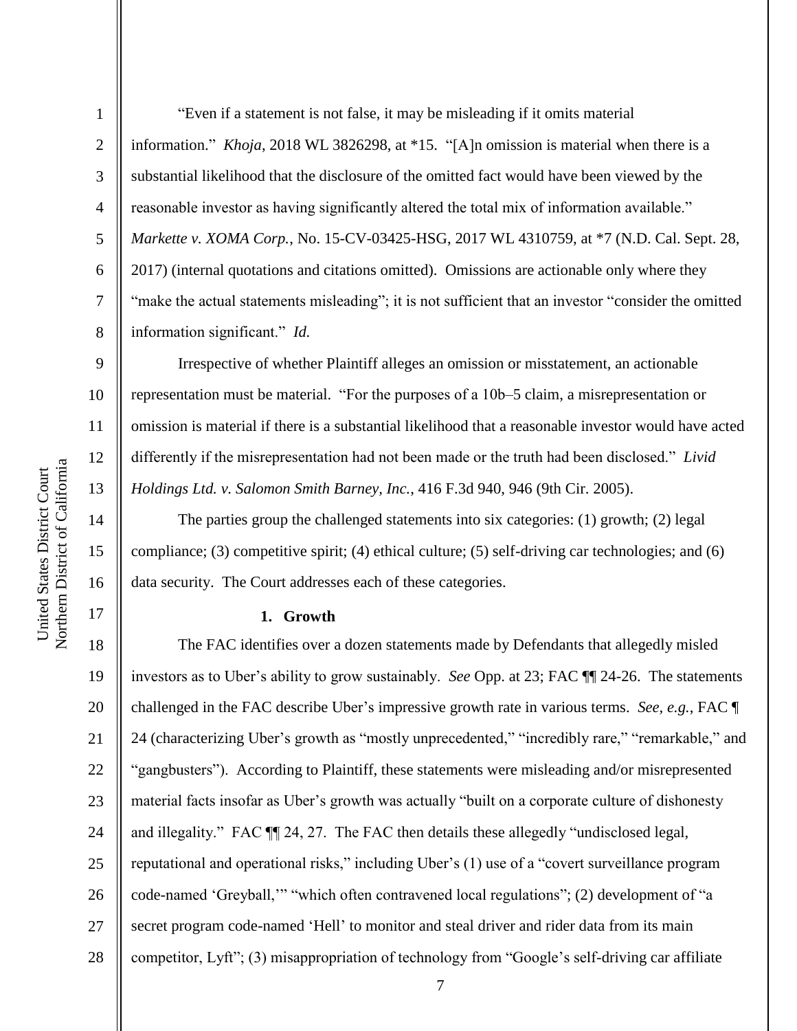"Even if a statement is not false, it may be misleading if it omits material information." *Khoja*, 2018 WL 3826298, at *15. "[A]n omission is material when there is a substantial likelihood that the disclosure of the omitted fact would have been viewed by the reasonable investor as having significantly altered the total mix of information available." *Markette v. XOMA Corp.*, No. 15-CV-03425-HSG, 2017 WL 4310759, at *7 (N.D. Cal. Sept. 28, 2017) (internal quotations and citations omitted). Omissions are actionable only where they "make the actual statements misleading"; it is not sufficient that an investor "consider the omitted information significant." *Id.*

Irrespective of whether Plaintiff alleges an omission or misstatement, an actionable representation must be material. "For the purposes of a 10b–5 claim, a misrepresentation or omission is material if there is a substantial likelihood that a reasonable investor would have acted differently if the misrepresentation had not been made or the truth had been disclosed." *Livid Holdings Ltd. v. Salomon Smith Barney, Inc.*, 416 F.3d 940, 946 (9th Cir. 2005).

The parties group the challenged statements into six categories: (1) growth; (2) legal compliance; (3) competitive spirit; (4) ethical culture; (5) self-driving car technologies; and (6) data security. The Court addresses each of these categories.

**1. Growth**

The FAC identifies over a dozen statements made by Defendants that allegedly misled investors as to Uber's ability to grow sustainably. *See* Opp. at 23; FAC ¶¶ 24-26. The statements challenged in the FAC describe Uber's impressive growth rate in various terms. *See, e.g.*, FAC ¶ 24 (characterizing Uber's growth as "mostly unprecedented," "incredibly rare," "remarkable," and "gangbusters"). According to Plaintiff, these statements were misleading and/or misrepresented material facts insofar as Uber's growth was actually "built on a corporate culture of dishonesty and illegality." FAC ¶¶ 24, 27. The FAC then details these allegedly "undisclosed legal, reputational and operational risks," including Uber's (1) use of a "covert surveillance program code-named 'Greyball,'" "which often contravened local regulations"; (2) development of "a secret program code-named 'Hell' to monitor and steal driver and rider data from its main competitor, Lyft"; (3) misappropriation of technology from "Google's self-driving car affiliate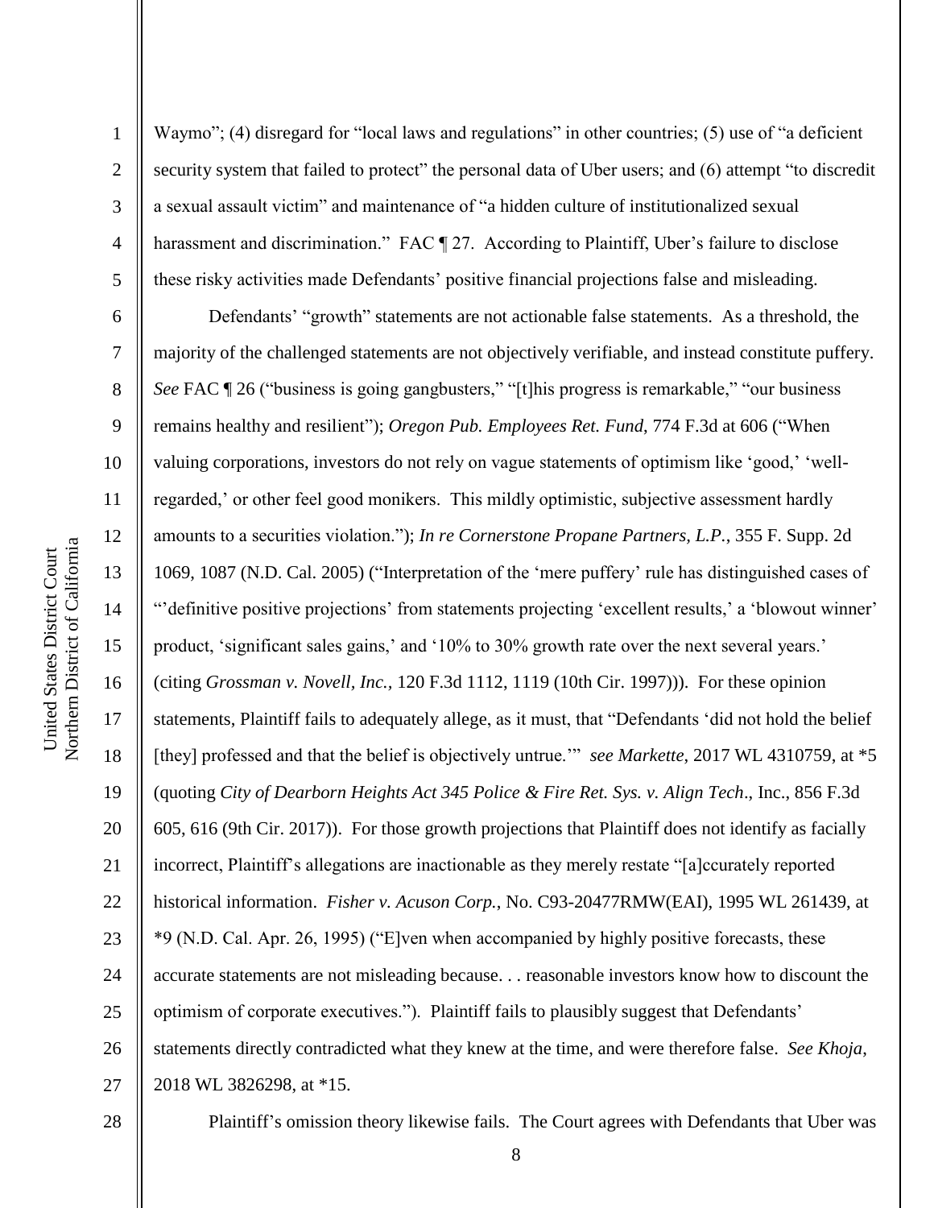Waymo"; (4) disregard for "local laws and regulations" in other countries; (5) use of "a deficient security system that failed to protect" the personal data of Uber users; and (6) attempt "to discredit a sexual assault victim" and maintenance of "a hidden culture of institutionalized sexual harassment and discrimination." FAC ¶ 27. According to Plaintiff, Uber's failure to disclose these risky activities made Defendants' positive financial projections false and misleading.

Defendants' "growth" statements are not actionable false statements. As a threshold, the majority of the challenged statements are not objectively verifiable, and instead constitute puffery. *See* FAC ¶ 26 ("business is going gangbusters," "[t]his progress is remarkable," "our business remains healthy and resilient"); *Oregon Pub. Employees Ret. Fund*, 774 F.3d at 606 ("When valuing corporations, investors do not rely on vague statements of optimism like 'good,' 'well-regarded,' or other feel good monikers. This mildly optimistic, subjective assessment hardly amounts to a securities violation."); *In re Cornerstone Propane Partners, L.P.*, 355 F. Supp. 2d 1069, 1087 (N.D. Cal. 2005) ("Interpretation of the 'mere puffery' rule has distinguished cases of "'definitive positive projections' from statements projecting 'excellent results,' a 'blowout winner' product, 'significant sales gains,' and '10% to 30% growth rate over the next several years.' (citing *Grossman v. Novell, Inc.,* 120 F.3d 1112, 1119 (10th Cir. 1997))). For these opinion statements, Plaintiff fails to adequately allege, as it must, that "Defendants 'did not hold the belief [they] professed and that the belief is objectively untrue.'" *see Markette*, 2017 WL 4310759, at \*5 (quoting *City of Dearborn Heights Act 345 Police & Fire Ret. Sys. v. Align Tech*., Inc., 856 F.3d 605, 616 (9th Cir. 2017)). For those growth projections that Plaintiff does not identify as facially incorrect, Plaintiff's allegations are inactionable as they merely restate "[a]ccurately reported historical information. *Fisher v. Acuson Corp.*, No. C93-20477RMW(EAI), 1995 WL 261439, at \*9 (N.D. Cal. Apr. 26, 1995) ("E]ven when accompanied by highly positive forecasts, these accurate statements are not misleading because. . . reasonable investors know how to discount the optimism of corporate executives."). Plaintiff fails to plausibly suggest that Defendants' statements directly contradicted what they knew at the time, and were therefore false. *See Khoja*, 2018 WL 3826298, at \*15.

Plaintiff's omission theory likewise fails. The Court agrees with Defendants that Uber was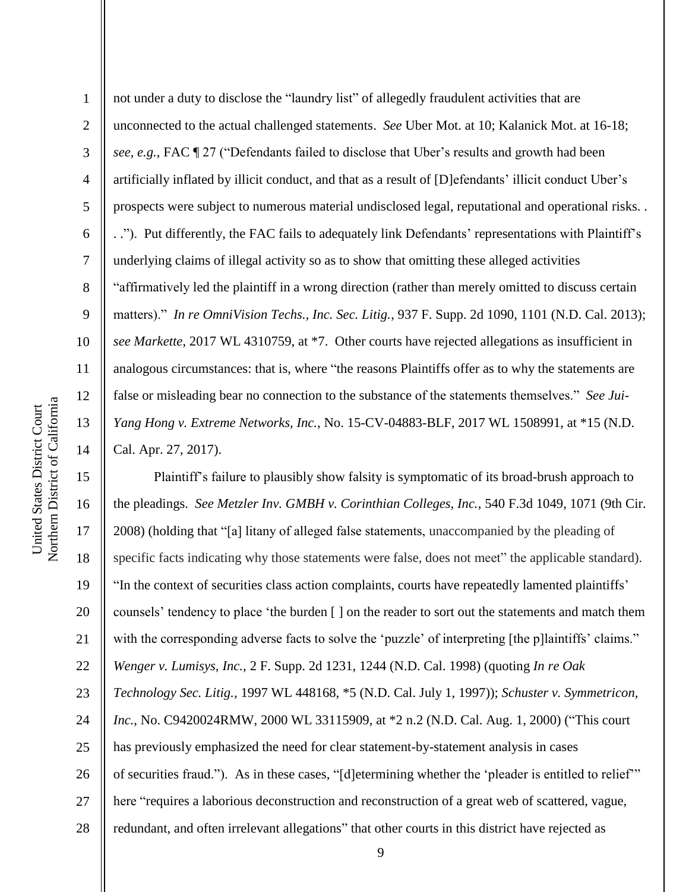not under a duty to disclose the "laundry list" of allegedly fraudulent activities that are unconnected to the actual challenged statements. *See* Uber Mot. at 10; Kalanick Mot. at 16-18; *see, e.g.*, FAC ¶ 27 ("Defendants failed to disclose that Uber's results and growth had been artificially inflated by illicit conduct, and that as a result of [D]efendants' illicit conduct Uber's prospects were subject to numerous material undisclosed legal, reputational and operational risks. . . ."). Put differently, the FAC fails to adequately link Defendants' representations with Plaintiff's underlying claims of illegal activity so as to show that omitting these alleged activities "affirmatively led the plaintiff in a wrong direction (rather than merely omitted to discuss certain matters)." *In re OmniVision Techs., Inc. Sec. Litig.*, 937 F. Supp. 2d 1090, 1101 (N.D. Cal. 2013); *see Markette*, 2017 WL 4310759, at *7. Other courts have rejected allegations as insufficient in analogous circumstances: that is, where "the reasons Plaintiffs offer as to why the statements are false or misleading bear no connection to the substance of the statements themselves." *See Jui-Yang Hong v. Extreme Networks, Inc.*, No. 15-CV-04883-BLF, 2017 WL 1508991, at *15 (N.D. Cal. Apr. 27, 2017).

Plaintiff's failure to plausibly show falsity is symptomatic of its broad-brush approach to the pleadings. *See Metzler Inv. GMBH v. Corinthian Colleges, Inc.*, 540 F.3d 1049, 1071 (9th Cir. 2008) (holding that "[a] litany of alleged false statements, unaccompanied by the pleading of specific facts indicating why those statements were false, does not meet" the applicable standard). "In the context of securities class action complaints, courts have repeatedly lamented plaintiffs' counsels' tendency to place 'the burden [ ] on the reader to sort out the statements and match them with the corresponding adverse facts to solve the 'puzzle' of interpreting [the p]laintiffs' claims." *Wenger v. Lumisys, Inc.*, 2 F. Supp. 2d 1231, 1244 (N.D. Cal. 1998) (quoting *In re Oak Technology Sec. Litig.,* 1997 WL 448168, *5 (N.D. Cal. July 1, 1997)); *Schuster v. Symmetricon, Inc.*, No. C9420024RMW, 2000 WL 33115909, at *2 n.2 (N.D. Cal. Aug. 1, 2000) ("This court has previously emphasized the need for clear statement-by-statement analysis in cases of securities fraud."). As in these cases, "[d]etermining whether the 'pleader is entitled to relief'" here "requires a laborious deconstruction and reconstruction of a great web of scattered, vague, redundant, and often irrelevant allegations" that other courts in this district have rejected as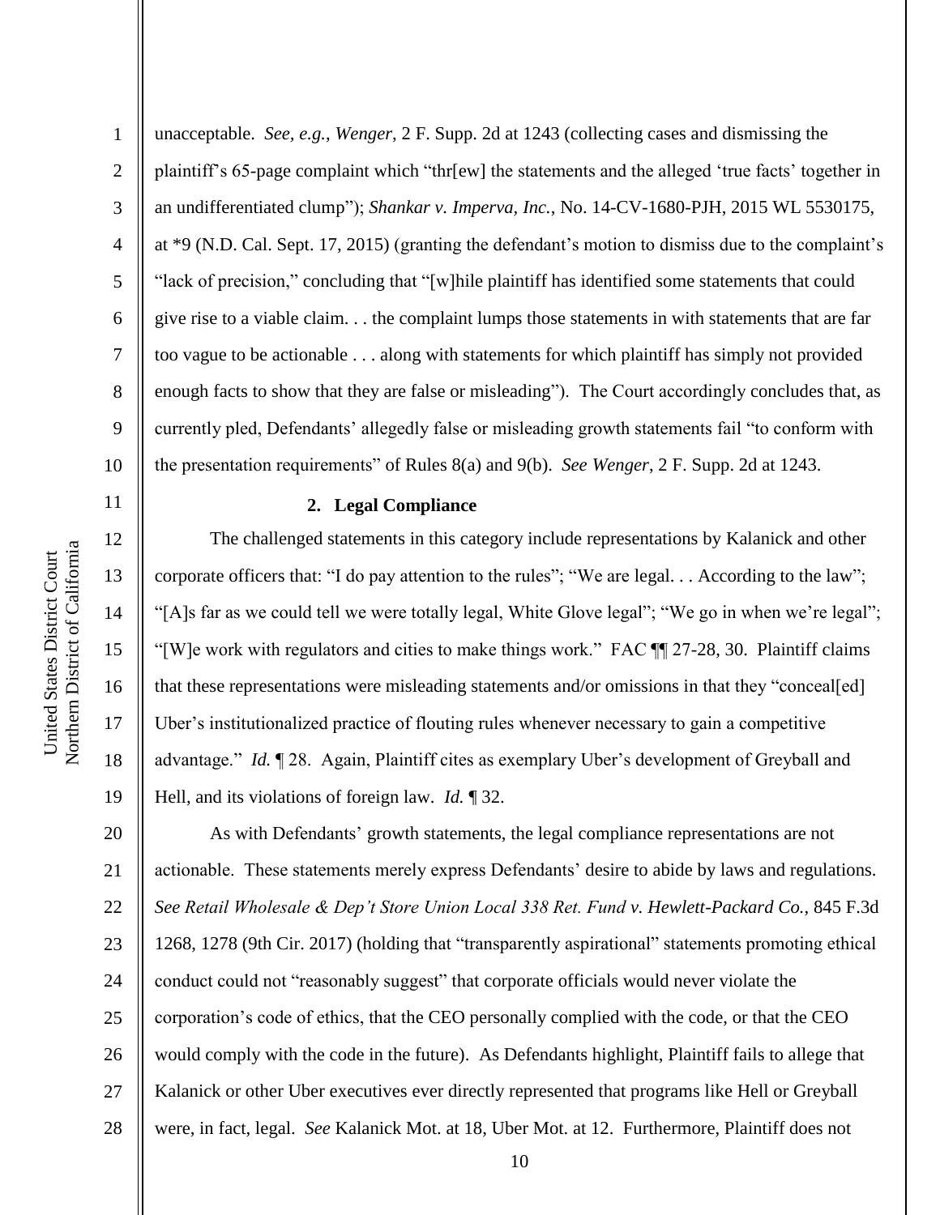unacceptable. *See, e.g.*, *Wenger*, 2 F. Supp. 2d at 1243 (collecting cases and dismissing the plaintiff's 65-page complaint which "thr[ew] the statements and the alleged 'true facts' together in an undifferentiated clump"); *Shankar v. Imperva, Inc.*, No. 14-CV-1680-PJH, 2015 WL 5530175, at *9 (N.D. Cal. Sept. 17, 2015) (granting the defendant's motion to dismiss due to the complaint's "lack of precision," concluding that "[w]hile plaintiff has identified some statements that could give rise to a viable claim. . . the complaint lumps those statements in with statements that are far too vague to be actionable . . . along with statements for which plaintiff has simply not provided enough facts to show that they are false or misleading"). The Court accordingly concludes that, as currently pled, Defendants' allegedly false or misleading growth statements fail "to conform with the presentation requirements" of Rules 8(a) and 9(b). *See Wenger*, 2 F. Supp. 2d at 1243.

**2. Legal Compliance**

The challenged statements in this category include representations by Kalanick and other corporate officers that: "I do pay attention to the rules"; "We are legal. . . According to the law"; "[A]s far as we could tell we were totally legal, White Glove legal"; "We go in when we're legal"; "[W]e work with regulators and cities to make things work." FAC ¶¶ 27-28, 30. Plaintiff claims that these representations were misleading statements and/or omissions in that they "conceal[ed] Uber's institutionalized practice of flouting rules whenever necessary to gain a competitive advantage." *Id.* ¶ 28. Again, Plaintiff cites as exemplary Uber's development of Greyball and Hell, and its violations of foreign law. *Id.* ¶ 32.

As with Defendants' growth statements, the legal compliance representations are not actionable. These statements merely express Defendants' desire to abide by laws and regulations. *See Retail Wholesale & Dep't Store Union Local 338 Ret. Fund v. Hewlett-Packard Co.*, 845 F.3d 1268, 1278 (9th Cir. 2017) (holding that "transparently aspirational" statements promoting ethical conduct could not "reasonably suggest" that corporate officials would never violate the corporation's code of ethics, that the CEO personally complied with the code, or that the CEO would comply with the code in the future). As Defendants highlight, Plaintiff fails to allege that Kalanick or other Uber executives ever directly represented that programs like Hell or Greyball were, in fact, legal. *See* Kalanick Mot. at 18, Uber Mot. at 12. Furthermore, Plaintiff does not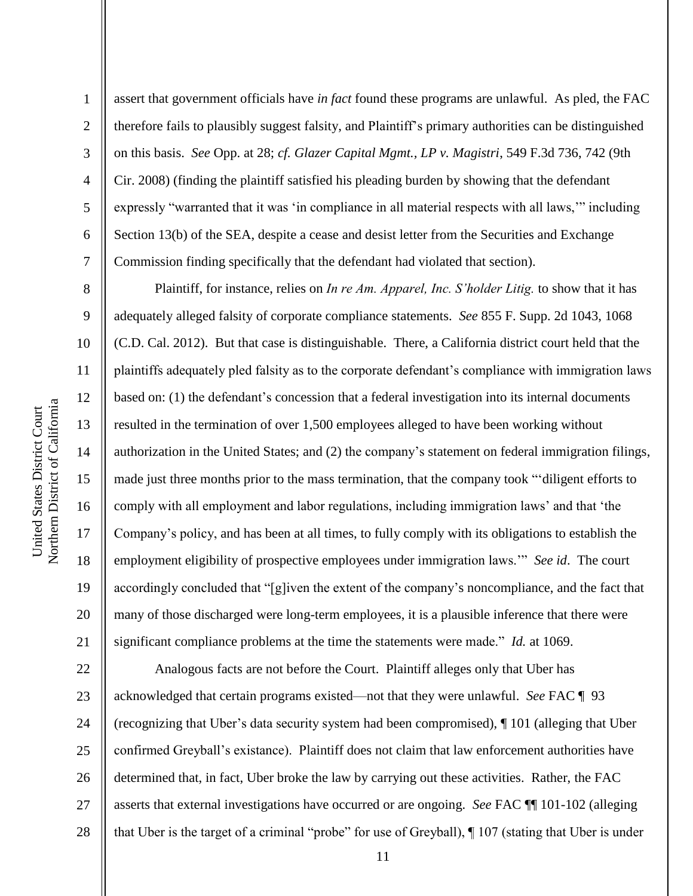assert that government officials have *in fact* found these programs are unlawful. As pled, the FAC therefore fails to plausibly suggest falsity, and Plaintiff's primary authorities can be distinguished on this basis. *See* Opp. at 28; *cf. Glazer Capital Mgmt., LP v. Magistri*, 549 F.3d 736, 742 (9th Cir. 2008) (finding the plaintiff satisfied his pleading burden by showing that the defendant expressly "warranted that it was 'in compliance in all material respects with all laws,'" including Section 13(b) of the SEA, despite a cease and desist letter from the Securities and Exchange Commission finding specifically that the defendant had violated that section).

Plaintiff, for instance, relies on *In re Am. Apparel, Inc. S'holder Litig.* to show that it has adequately alleged falsity of corporate compliance statements. *See* 855 F. Supp. 2d 1043, 1068 (C.D. Cal. 2012). But that case is distinguishable. There, a California district court held that the plaintiffs adequately pled falsity as to the corporate defendant's compliance with immigration laws based on: (1) the defendant's concession that a federal investigation into its internal documents resulted in the termination of over 1,500 employees alleged to have been working without authorization in the United States; and (2) the company's statement on federal immigration filings, made just three months prior to the mass termination, that the company took "'diligent efforts to comply with all employment and labor regulations, including immigration laws' and that 'the Company's policy, and has been at all times, to fully comply with its obligations to establish the employment eligibility of prospective employees under immigration laws.'" *See id*. The court accordingly concluded that "[g]iven the extent of the company's noncompliance, and the fact that many of those discharged were long-term employees, it is a plausible inference that there were significant compliance problems at the time the statements were made." *Id.* at 1069.

Analogous facts are not before the Court. Plaintiff alleges only that Uber has acknowledged that certain programs existed—not that they were unlawful. *See* FAC ¶ 93 (recognizing that Uber's data security system had been compromised), ¶ 101 (alleging that Uber confirmed Greyball's existance). Plaintiff does not claim that law enforcement authorities have determined that, in fact, Uber broke the law by carrying out these activities. Rather, the FAC asserts that external investigations have occurred or are ongoing. *See* FAC ¶¶ 101-102 (alleging that Uber is the target of a criminal "probe" for use of Greyball), ¶ 107 (stating that Uber is under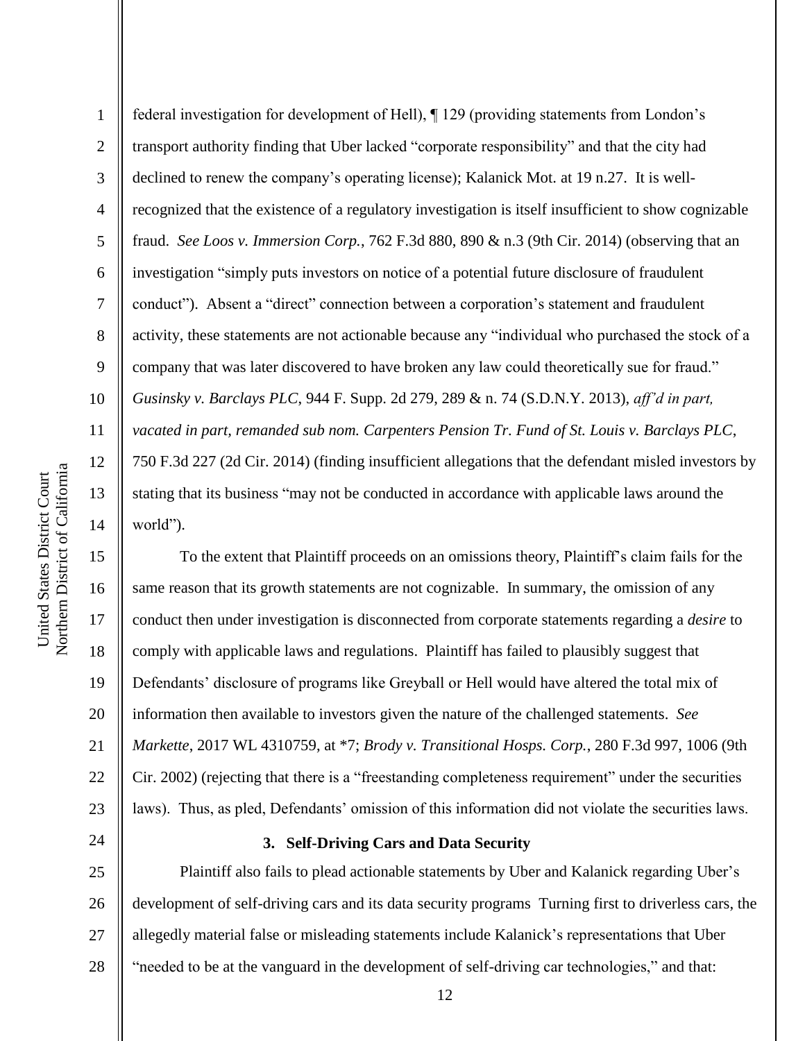federal investigation for development of Hell), ¶ 129 (providing statements from London's transport authority finding that Uber lacked "corporate responsibility" and that the city had declined to renew the company's operating license); Kalanick Mot. at 19 n.27. It is well-recognized that the existence of a regulatory investigation is itself insufficient to show cognizable fraud. *See Loos v. Immersion Corp.*, 762 F.3d 880, 890 & n.3 (9th Cir. 2014) (observing that an investigation "simply puts investors on notice of a potential future disclosure of fraudulent conduct"). Absent a "direct" connection between a corporation's statement and fraudulent activity, these statements are not actionable because any "individual who purchased the stock of a company that was later discovered to have broken any law could theoretically sue for fraud." *Gusinsky v. Barclays PLC*, 944 F. Supp. 2d 279, 289 & n. 74 (S.D.N.Y. 2013), *aff'd in part, vacated in part, remanded sub nom. Carpenters Pension Tr. Fund of St. Louis v. Barclays PLC*, 750 F.3d 227 (2d Cir. 2014) (finding insufficient allegations that the defendant misled investors by stating that its business "may not be conducted in accordance with applicable laws around the world").

To the extent that Plaintiff proceeds on an omissions theory, Plaintiff's claim fails for the same reason that its growth statements are not cognizable. In summary, the omission of any conduct then under investigation is disconnected from corporate statements regarding a *desire* to comply with applicable laws and regulations. Plaintiff has failed to plausibly suggest that Defendants' disclosure of programs like Greyball or Hell would have altered the total mix of information then available to investors given the nature of the challenged statements. *See Markette*, 2017 WL 4310759, at *7; *Brody v. Transitional Hosps. Corp.*, 280 F.3d 997, 1006 (9th Cir. 2002) (rejecting that there is a "freestanding completeness requirement" under the securities laws). Thus, as pled, Defendants' omission of this information did not violate the securities laws.

**3. Self-Driving Cars and Data Security**

Plaintiff also fails to plead actionable statements by Uber and Kalanick regarding Uber's development of self-driving cars and its data security programs Turning first to driverless cars, the allegedly material false or misleading statements include Kalanick's representations that Uber "needed to be at the vanguard in the development of self-driving car technologies," and that: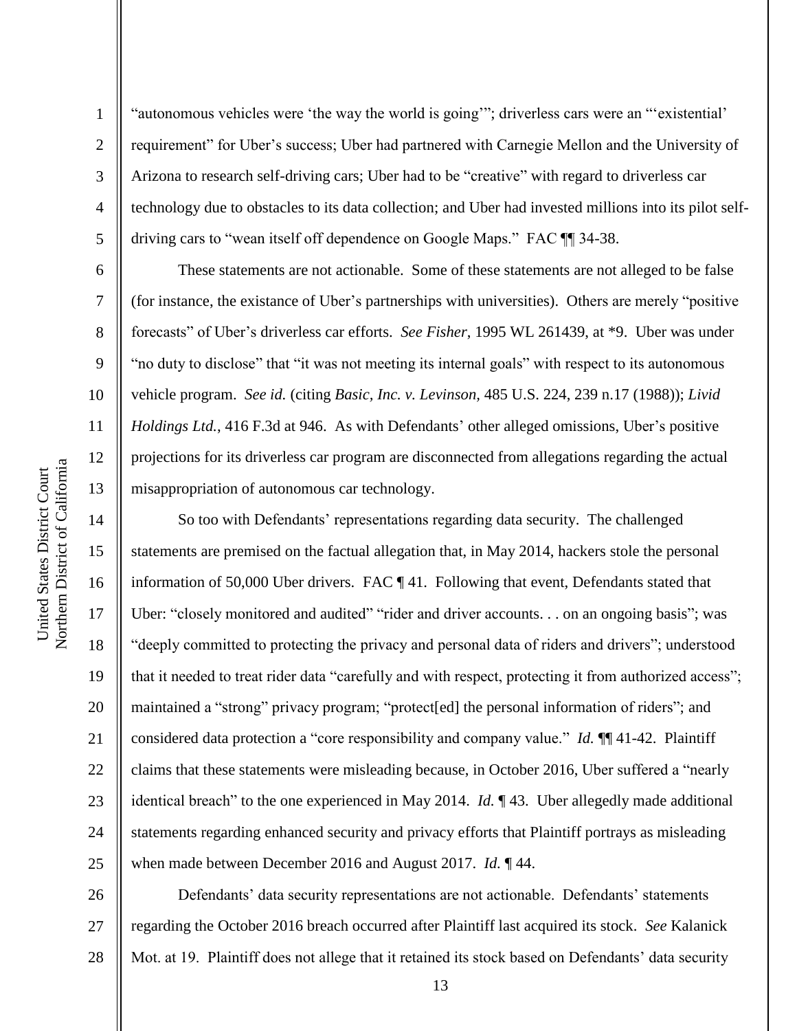"autonomous vehicles were 'the way the world is going'"; driverless cars were an "'existential' requirement" for Uber's success; Uber had partnered with Carnegie Mellon and the University of Arizona to research self-driving cars; Uber had to be "creative" with regard to driverless car technology due to obstacles to its data collection; and Uber had invested millions into its pilot self-driving cars to "wean itself off dependence on Google Maps." FAC ¶¶ 34-38.

These statements are not actionable. Some of these statements are not alleged to be false (for instance, the existance of Uber's partnerships with universities). Others are merely "positive forecasts" of Uber's driverless car efforts. *See Fisher*, 1995 WL 261439, at *9. Uber was under "no duty to disclose" that "it was not meeting its internal goals" with respect to its autonomous vehicle program. *See id.* (citing *Basic, Inc. v. Levinson*, 485 U.S. 224, 239 n.17 (1988)); *Livid Holdings Ltd.*, 416 F.3d at 946. As with Defendants' other alleged omissions, Uber's positive projections for its driverless car program are disconnected from allegations regarding the actual misappropriation of autonomous car technology.

So too with Defendants' representations regarding data security. The challenged statements are premised on the factual allegation that, in May 2014, hackers stole the personal information of 50,000 Uber drivers. FAC ¶ 41. Following that event, Defendants stated that Uber: "closely monitored and audited" "rider and driver accounts. . . on an ongoing basis"; was "deeply committed to protecting the privacy and personal data of riders and drivers"; understood that it needed to treat rider data "carefully and with respect, protecting it from authorized access"; maintained a "strong" privacy program; "protect[ed] the personal information of riders"; and considered data protection a "core responsibility and company value." *Id.* ¶¶ 41-42. Plaintiff claims that these statements were misleading because, in October 2016, Uber suffered a "nearly identical breach" to the one experienced in May 2014. *Id.* ¶ 43. Uber allegedly made additional statements regarding enhanced security and privacy efforts that Plaintiff portrays as misleading when made between December 2016 and August 2017. *Id.* ¶ 44.

Defendants' data security representations are not actionable. Defendants' statements regarding the October 2016 breach occurred after Plaintiff last acquired its stock. *See* Kalanick Mot. at 19. Plaintiff does not allege that it retained its stock based on Defendants' data security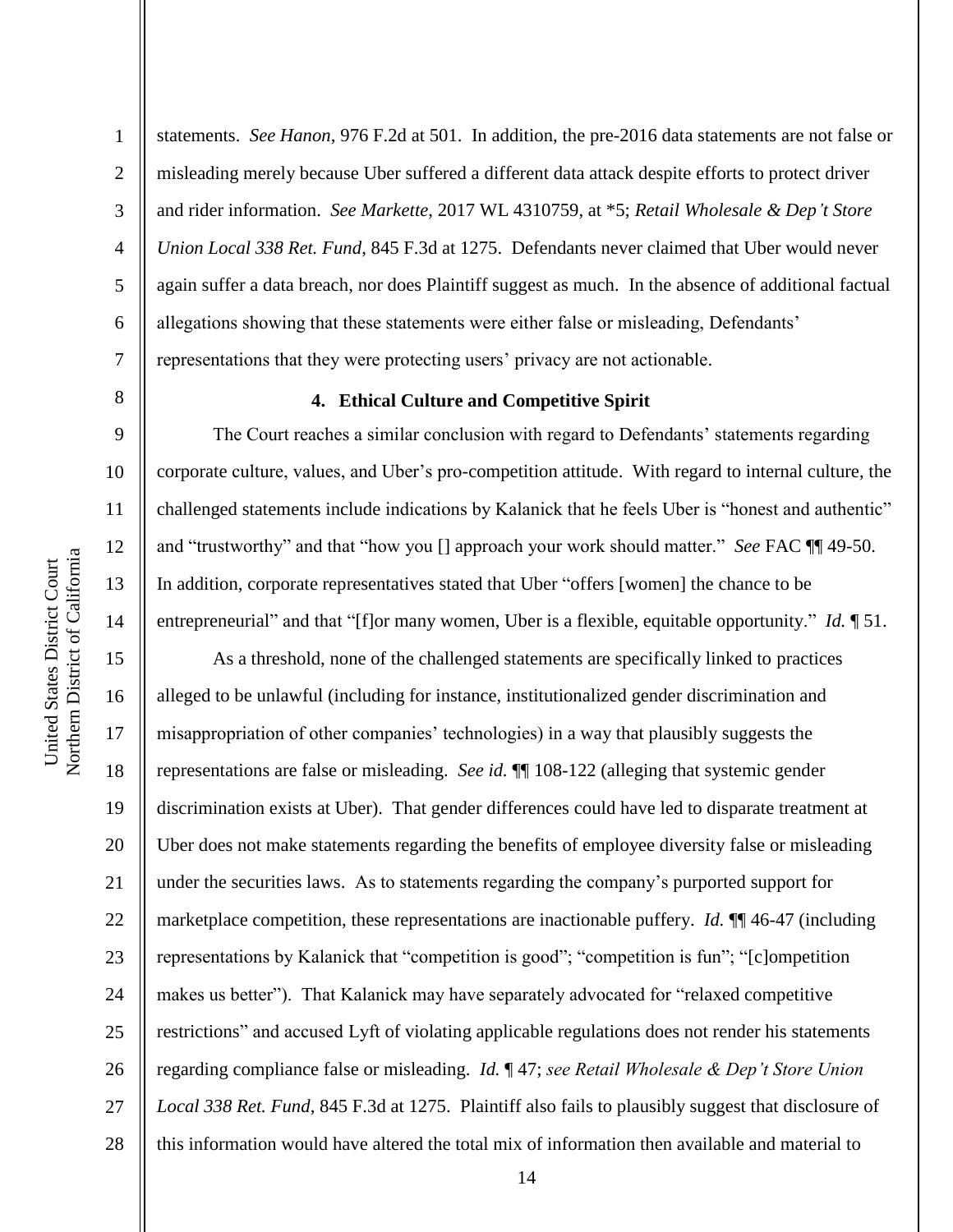statements. *See Hanon*, 976 F.2d at 501. In addition, the pre-2016 data statements are not false or misleading merely because Uber suffered a different data attack despite efforts to protect driver and rider information. *See Markette*, 2017 WL 4310759, at *5; *Retail Wholesale & Dep't Store Union Local 338 Ret. Fund*, 845 F.3d at 1275. Defendants never claimed that Uber would never again suffer a data breach, nor does Plaintiff suggest as much. In the absence of additional factual allegations showing that these statements were either false or misleading, Defendants' representations that they were protecting users' privacy are not actionable.

#### 4. Ethical Culture and Competitive Spirit

The Court reaches a similar conclusion with regard to Defendants' statements regarding corporate culture, values, and Uber's pro-competition attitude. With regard to internal culture, the challenged statements include indications by Kalanick that he feels Uber is "honest and authentic" and "trustworthy" and that "how you [] approach your work should matter." *See* FAC ¶¶ 49-50. In addition, corporate representatives stated that Uber "offers [women] the chance to be entrepreneurial" and that "[f]or many women, Uber is a flexible, equitable opportunity." *Id.* ¶ 51.

As a threshold, none of the challenged statements are specifically linked to practices alleged to be unlawful (including for instance, institutionalized gender discrimination and misappropriation of other companies' technologies) in a way that plausibly suggests the representations are false or misleading. *See id.* ¶¶ 108-122 (alleging that systemic gender discrimination exists at Uber). That gender differences could have led to disparate treatment at Uber does not make statements regarding the benefits of employee diversity false or misleading under the securities laws. As to statements regarding the company's purported support for marketplace competition, these representations are inactionable puffery. *Id.* ¶¶ 46-47 (including representations by Kalanick that "competition is good"; "competition is fun"; "[c]ompetition makes us better"). That Kalanick may have separately advocated for "relaxed competitive restrictions" and accused Lyft of violating applicable regulations does not render his statements regarding compliance false or misleading. *Id.* ¶ 47; *see Retail Wholesale & Dep't Store Union Local 338 Ret. Fund*, 845 F.3d at 1275. Plaintiff also fails to plausibly suggest that disclosure of this information would have altered the total mix of information then available and material to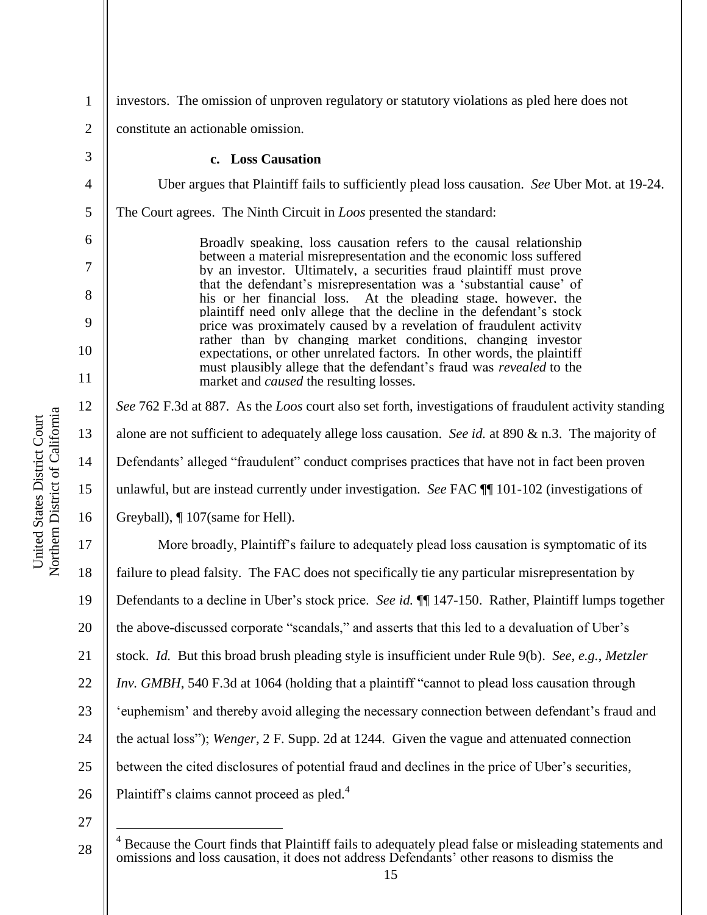investors. The omission of unproven regulatory or statutory violations as pled here does not constitute an actionable omission.

**c. Loss Causation**

Uber argues that Plaintiff fails to sufficiently plead loss causation. *See* Uber Mot. at 19-24. The Court agrees. The Ninth Circuit in *Loos* presented the standard:

> Broadly speaking, loss causation refers to the causal relationship between a material misrepresentation and the economic loss suffered by an investor. Ultimately, a securities fraud plaintiff must prove that the defendant's misrepresentation was a 'substantial cause' of his or her financial loss. At the pleading stage, however, the plaintiff need only allege that the decline in the defendant's stock price was proximately caused by a revelation of fraudulent activity rather than by changing market conditions, changing investor expectations, or other unrelated factors. In other words, the plaintiff must plausibly allege that the defendant's fraud was *revealed* to the market and *caused* the resulting losses.

*See* 762 F.3d at 887. As the *Loos* court also set forth, investigations of fraudulent activity standing alone are not sufficient to adequately allege loss causation. *See id.* at 890 & n.3. The majority of Defendants' alleged "fraudulent" conduct comprises practices that have not in fact been proven unlawful, but are instead currently under investigation. *See* FAC ¶¶ 101-102 (investigations of Greyball), ¶ 107(same for Hell).

More broadly, Plaintiff's failure to adequately plead loss causation is symptomatic of its failure to plead falsity. The FAC does not specifically tie any particular misrepresentation by Defendants to a decline in Uber's stock price. *See id.* ¶¶ 147-150. Rather, Plaintiff lumps together the above-discussed corporate "scandals," and asserts that this led to a devaluation of Uber's stock. *Id.* But this broad brush pleading style is insufficient under Rule 9(b). *See, e.g.*, *Metzler Inv. GMBH*, 540 F.3d at 1064 (holding that a plaintiff "cannot to plead loss causation through 'euphemism' and thereby avoid alleging the necessary connection between defendant's fraud and the actual loss"); *Wenger*, 2 F. Supp. 2d at 1244. Given the vague and attenuated connection between the cited disclosures of potential fraud and declines in the price of Uber's securities, Plaintiff's claims cannot proceed as pled.[4]

---

[4] Because the Court finds that Plaintiff fails to adequately plead false or misleading statements and omissions and loss causation, it does not address Defendants' other reasons to dismiss the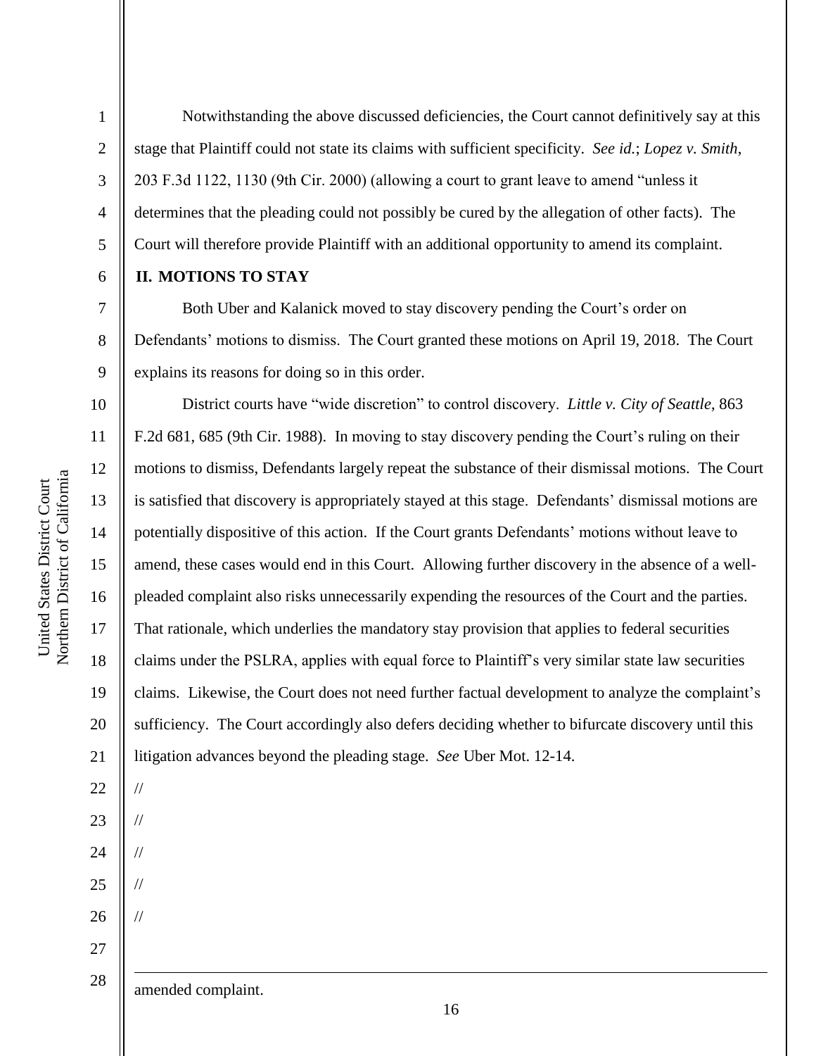Notwithstanding the above discussed deficiencies, the Court cannot definitively say at this stage that Plaintiff could not state its claims with sufficient specificity. *See id.*; *Lopez v. Smith*, 203 F.3d 1122, 1130 (9th Cir. 2000) (allowing a court to grant leave to amend "unless it determines that the pleading could not possibly be cured by the allegation of other facts). The Court will therefore provide Plaintiff with an additional opportunity to amend its complaint.

## II. MOTIONS TO STAY

Both Uber and Kalanick moved to stay discovery pending the Court's order on Defendants' motions to dismiss. The Court granted these motions on April 19, 2018. The Court explains its reasons for doing so in this order.

District courts have "wide discretion" to control discovery. *Little v. City of Seattle*, 863 F.2d 681, 685 (9th Cir. 1988). In moving to stay discovery pending the Court's ruling on their motions to dismiss, Defendants largely repeat the substance of their dismissal motions. The Court is satisfied that discovery is appropriately stayed at this stage. Defendants' dismissal motions are potentially dispositive of this action. If the Court grants Defendants' motions without leave to amend, these cases would end in this Court. Allowing further discovery in the absence of a well-pleaded complaint also risks unnecessarily expending the resources of the Court and the parties. That rationale, which underlies the mandatory stay provision that applies to federal securities claims under the PSLRA, applies with equal force to Plaintiff's very similar state law securities claims. Likewise, the Court does not need further factual development to analyze the complaint's sufficiency. The Court accordingly also defers deciding whether to bifurcate discovery until this litigation advances beyond the pleading stage. *See* Uber Mot. 12-14.

//

//

//

//

//

---

amended complaint.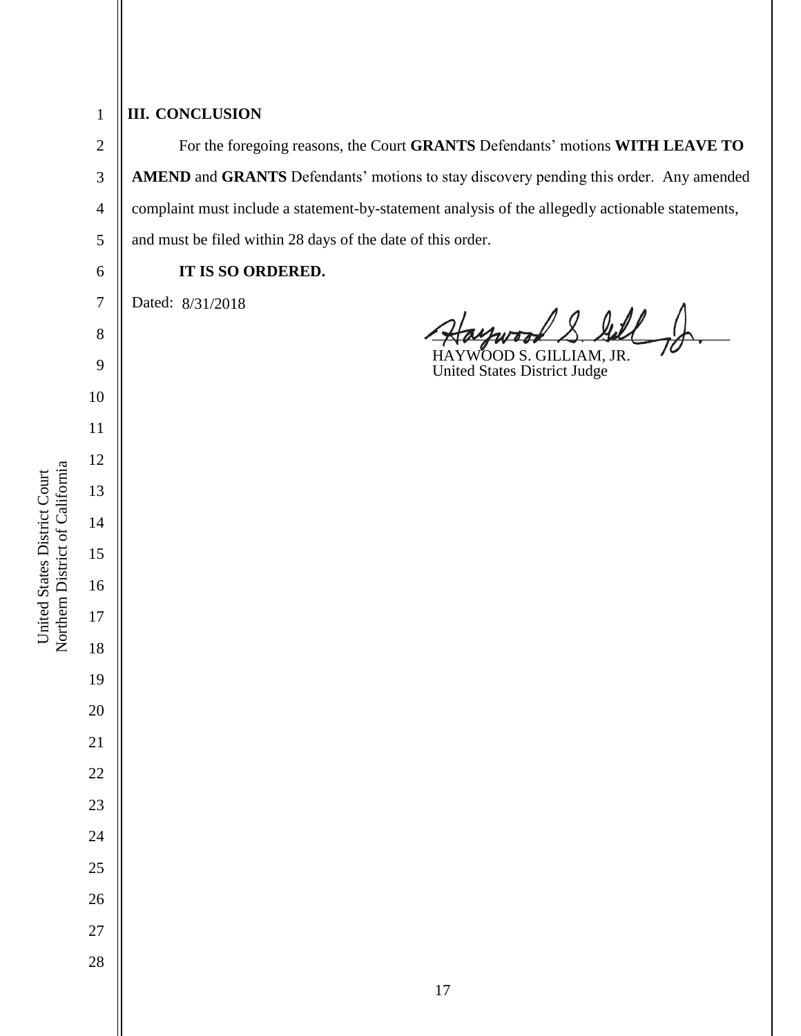## III. CONCLUSION

For the foregoing reasons, the Court **GRANTS** Defendants' motions **WITH LEAVE TO AMEND** and **GRANTS** Defendants' motions to stay discovery pending this order. Any amended complaint must include a statement-by-statement analysis of the allegedly actionable statements, and must be filed within 28 days of the date of this order.

**IT IS SO ORDERED.**

Dated: 8/31/2018

HAYWOOD S. GILLIAM, JR.
United States District Judge